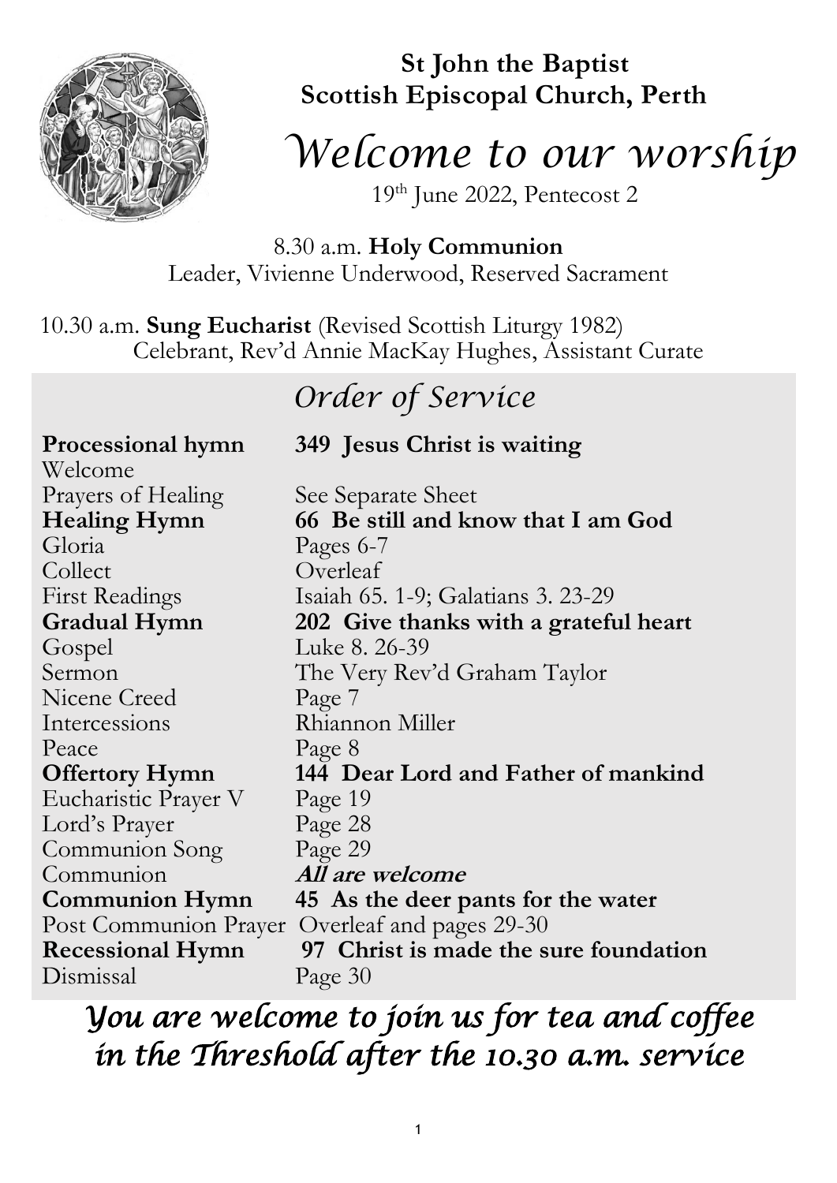# St John the Baptist
## Scottish Episcopal Church, Perth

# *Welcome to our worship*

19th June 2022, Pentecost 2

8.30 a.m. **Holy Communion**
Leader, Vivienne Underwood, Reserved Sacrament

10.30 a.m. **Sung Eucharist** (Revised Scottish Liturgy 1982)
Celebrant, Rev'd Annie MacKay Hughes, Assistant Curate

## *Order of Service*

| | |
|---|---|
| **Processional hymn** | **349 Jesus Christ is waiting** |
| Welcome | |
| Prayers of Healing | See Separate Sheet |
| **Healing Hymn** | **66 Be still and know that I am God** |
| Gloria | Pages 6-7 |
| Collect | Overleaf |
| First Readings | Isaiah 65. 1-9; Galatians 3. 23-29 |
| **Gradual Hymn** | **202 Give thanks with a grateful heart** |
| Gospel | Luke 8. 26-39 |
| Sermon | The Very Rev'd Graham Taylor |
| Nicene Creed | Page 7 |
| Intercessions | Rhiannon Miller |
| Peace | Page 8 |
| **Offertory Hymn** | **144 Dear Lord and Father of mankind** |
| Eucharistic Prayer V | Page 19 |
| Lord's Prayer | Page 28 |
| Communion Song | Page 29 |
| Communion | ***All are welcome*** |
| **Communion Hymn** | **45 As the deer pants for the water** |
| Post Communion Prayer | Overleaf and pages 29-30 |
| **Recessional Hymn** | **97 Christ is made the sure foundation** |
| Dismissal | Page 30 |

*You are welcome to join us for tea and coffee in the Threshold after the 10.30 a.m. service*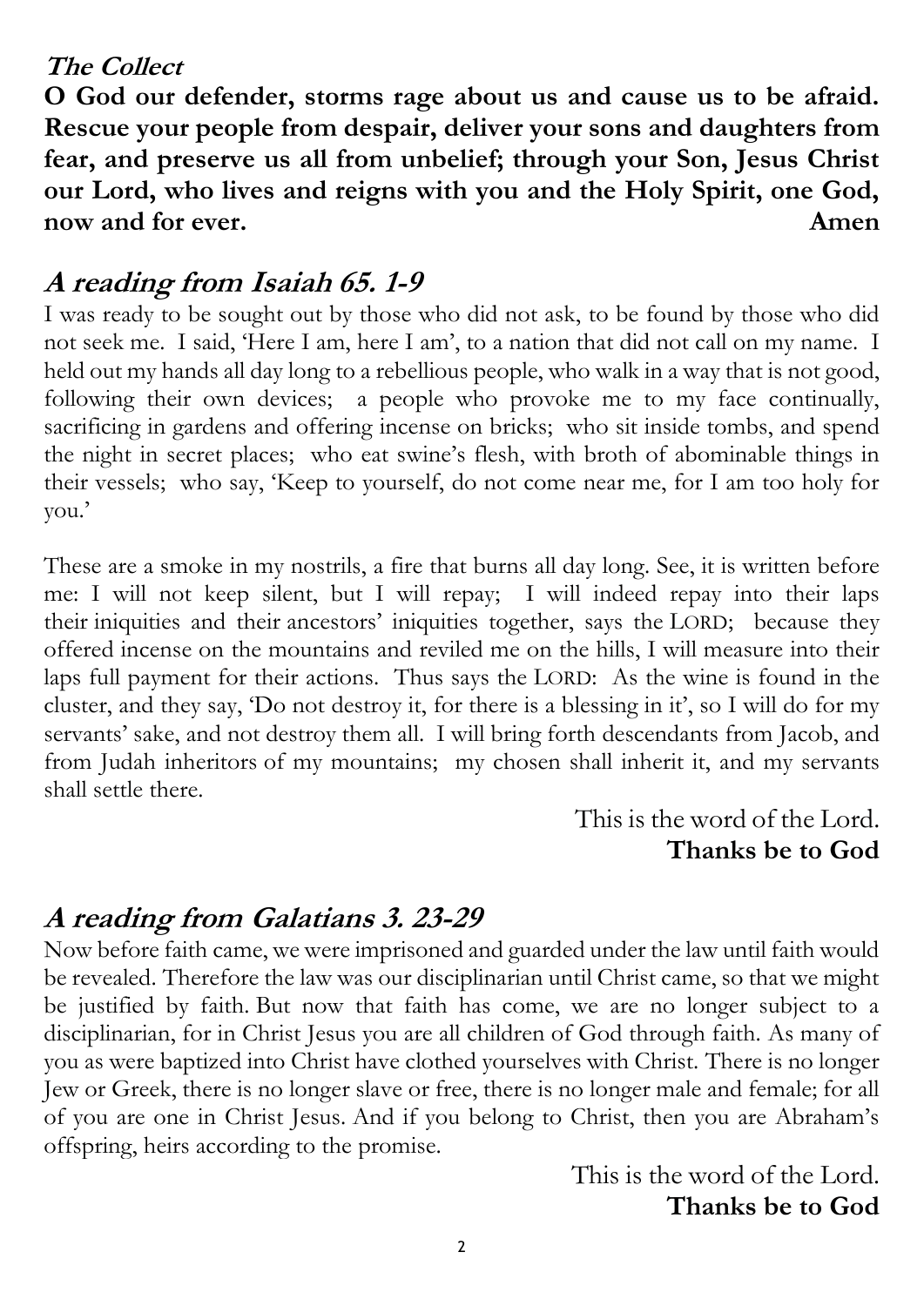## *The Collect*

**O God our defender, storms rage about us and cause us to be afraid. Rescue your people from despair, deliver your sons and daughters from fear, and preserve us all from unbelief; through your Son, Jesus Christ our Lord, who lives and reigns with you and the Holy Spirit, one God, now and for ever. Amen**

## *A reading from Isaiah 65. 1-9*

I was ready to be sought out by those who did not ask, to be found by those who did not seek me. I said, 'Here I am, here I am', to a nation that did not call on my name. I held out my hands all day long to a rebellious people, who walk in a way that is not good, following their own devices; a people who provoke me to my face continually, sacrificing in gardens and offering incense on bricks; who sit inside tombs, and spend the night in secret places; who eat swine's flesh, with broth of abominable things in their vessels; who say, 'Keep to yourself, do not come near me, for I am too holy for you.'

These are a smoke in my nostrils, a fire that burns all day long. See, it is written before me: I will not keep silent, but I will repay; I will indeed repay into their laps their iniquities and their ancestors' iniquities together, says the LORD; because they offered incense on the mountains and reviled me on the hills, I will measure into their laps full payment for their actions. Thus says the LORD: As the wine is found in the cluster, and they say, 'Do not destroy it, for there is a blessing in it', so I will do for my servants' sake, and not destroy them all. I will bring forth descendants from Jacob, and from Judah inheritors of my mountains; my chosen shall inherit it, and my servants shall settle there.

This is the word of the Lord.
**Thanks be to God**

## *A reading from Galatians 3. 23-29*

Now before faith came, we were imprisoned and guarded under the law until faith would be revealed. Therefore the law was our disciplinarian until Christ came, so that we might be justified by faith. But now that faith has come, we are no longer subject to a disciplinarian, for in Christ Jesus you are all children of God through faith. As many of you as were baptized into Christ have clothed yourselves with Christ. There is no longer Jew or Greek, there is no longer slave or free, there is no longer male and female; for all of you are one in Christ Jesus. And if you belong to Christ, then you are Abraham's offspring, heirs according to the promise.

This is the word of the Lord.
**Thanks be to God**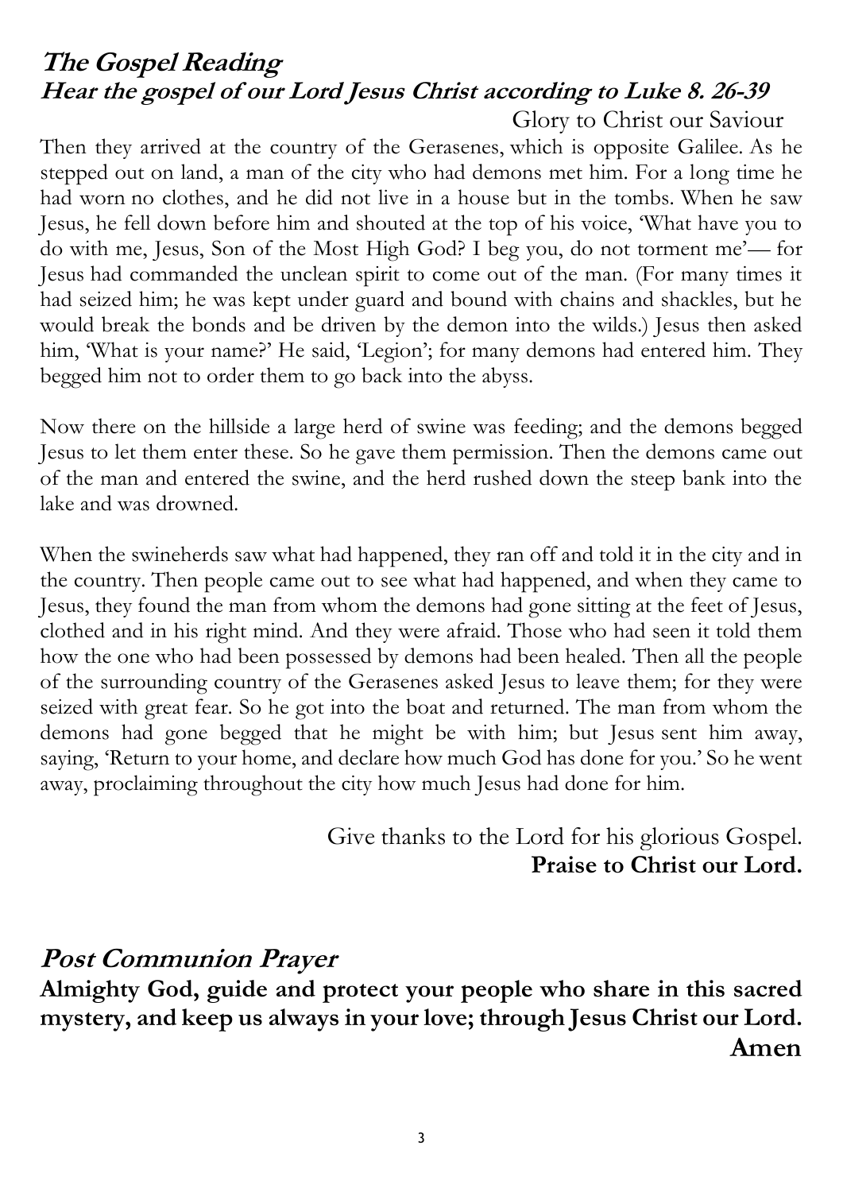## *The Gospel Reading*

### *Hear the gospel of our Lord Jesus Christ according to Luke 8. 26-39*

Glory to Christ our Saviour

Then they arrived at the country of the Gerasenes, which is opposite Galilee. As he stepped out on land, a man of the city who had demons met him. For a long time he had worn no clothes, and he did not live in a house but in the tombs. When he saw Jesus, he fell down before him and shouted at the top of his voice, 'What have you to do with me, Jesus, Son of the Most High God? I beg you, do not torment me'— for Jesus had commanded the unclean spirit to come out of the man. (For many times it had seized him; he was kept under guard and bound with chains and shackles, but he would break the bonds and be driven by the demon into the wilds.) Jesus then asked him, 'What is your name?' He said, 'Legion'; for many demons had entered him. They begged him not to order them to go back into the abyss.

Now there on the hillside a large herd of swine was feeding; and the demons begged Jesus to let them enter these. So he gave them permission. Then the demons came out of the man and entered the swine, and the herd rushed down the steep bank into the lake and was drowned.

When the swineherds saw what had happened, they ran off and told it in the city and in the country. Then people came out to see what had happened, and when they came to Jesus, they found the man from whom the demons had gone sitting at the feet of Jesus, clothed and in his right mind. And they were afraid. Those who had seen it told them how the one who had been possessed by demons had been healed. Then all the people of the surrounding country of the Gerasenes asked Jesus to leave them; for they were seized with great fear. So he got into the boat and returned. The man from whom the demons had gone begged that he might be with him; but Jesus sent him away, saying, 'Return to your home, and declare how much God has done for you.' So he went away, proclaiming throughout the city how much Jesus had done for him.

Give thanks to the Lord for his glorious Gospel.
**Praise to Christ our Lord.**

## *Post Communion Prayer*

**Almighty God, guide and protect your people who share in this sacred mystery, and keep us always in your love; through Jesus Christ our Lord. Amen**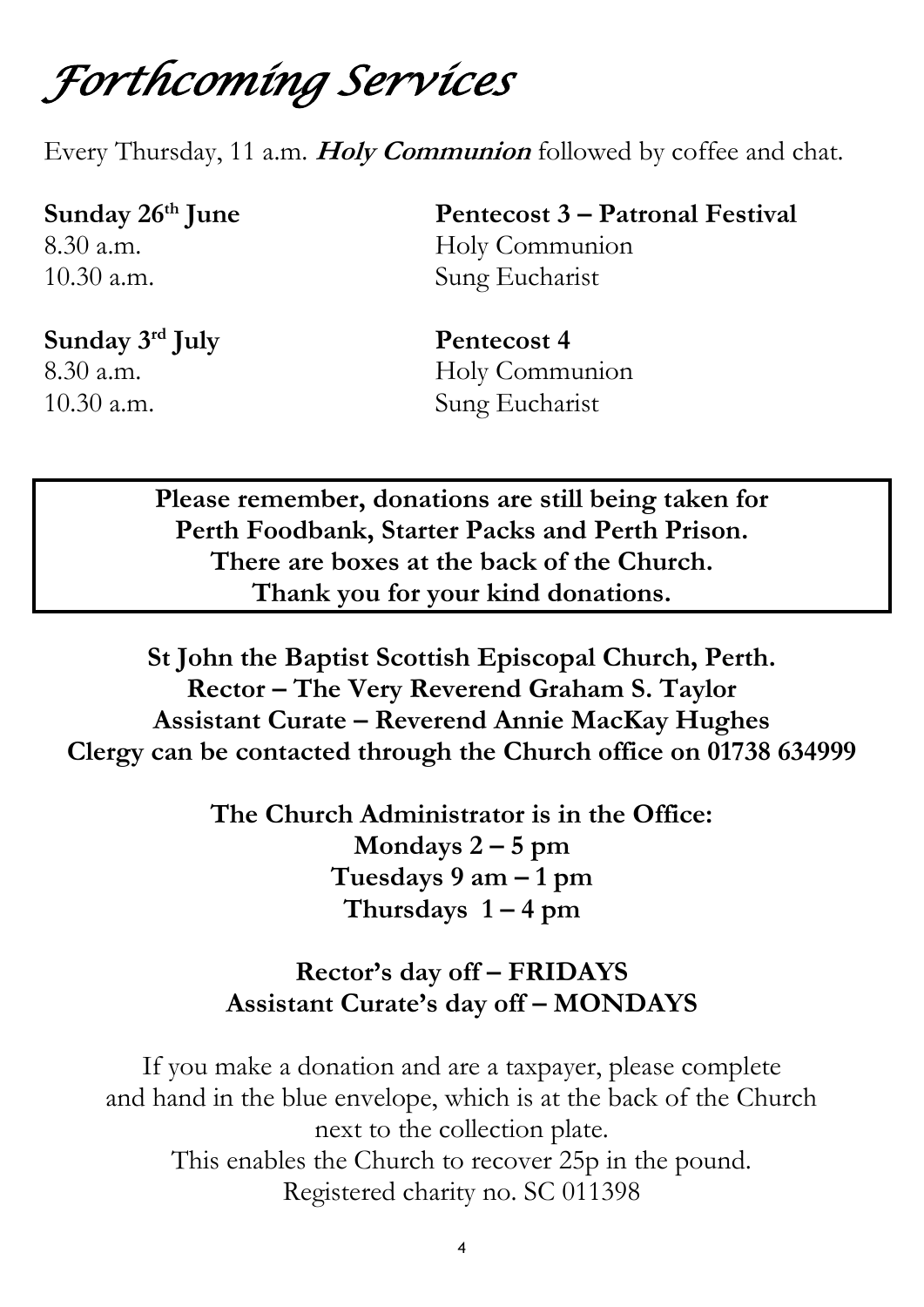# *Forthcoming Services*

Every Thursday, 11 a.m. ***Holy Communion*** followed by coffee and chat.

**Sunday 26th June** — **Pentecost 3 – Patronal Festival**
8.30 a.m. — Holy Communion
10.30 a.m. — Sung Eucharist

**Sunday 3rd July** — **Pentecost 4**
8.30 a.m. — Holy Communion
10.30 a.m. — Sung Eucharist

**Please remember, donations are still being taken for**
**Perth Foodbank, Starter Packs and Perth Prison.**
**There are boxes at the back of the Church.**
**Thank you for your kind donations.**

**St John the Baptist Scottish Episcopal Church, Perth.**
**Rector – The Very Reverend Graham S. Taylor**
**Assistant Curate – Reverend Annie MacKay Hughes**
**Clergy can be contacted through the Church office on 01738 634999**

**The Church Administrator is in the Office:**
**Mondays 2 – 5 pm**
**Tuesdays 9 am – 1 pm**
**Thursdays 1 – 4 pm**

**Rector's day off – FRIDAYS**
**Assistant Curate's day off – MONDAYS**

If you make a donation and are a taxpayer, please complete and hand in the blue envelope, which is at the back of the Church next to the collection plate.
This enables the Church to recover 25p in the pound.
Registered charity no. SC 011398